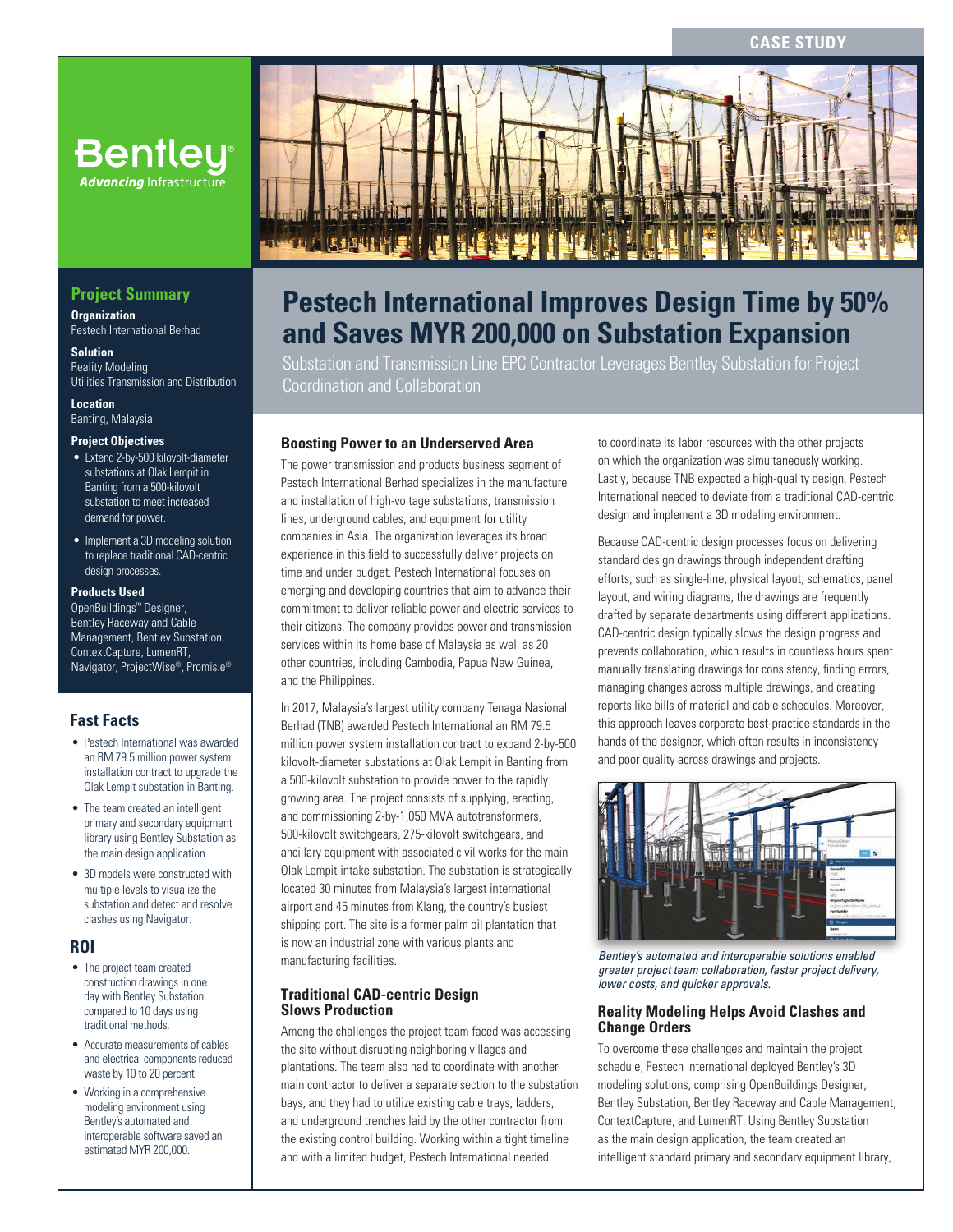CASE STUDY

# Pestech International Improves Design Time by 50% and Saves MYR 200,000 on Substation Expansion

Substation and Transmission Line EPC Contractor Leverages Bentley Substation for Project Coordination and Collaboration

## Project Summary

**Organization**
Pestech International Berhad

**Solution**
Reality Modeling
Utilities Transmission and Distribution

**Location**
Banting, Malaysia

**Project Objectives**

- Extend 2-by-500 kilovolt-diameter substations at Olak Lempit in Banting from a 500-kilovolt substation to meet increased demand for power.
- Implement a 3D modeling solution to replace traditional CAD-centric design processes.

**Products Used**
OpenBuildings™ Designer, Bentley Raceway and Cable Management, Bentley Substation, ContextCapture, LumenRT, Navigator, ProjectWise®, Promis.e®

## Fast Facts

- Pestech International was awarded an RM 79.5 million power system installation contract to upgrade the Olak Lempit substation in Banting.
- The team created an intelligent primary and secondary equipment library using Bentley Substation as the main design application.
- 3D models were constructed with multiple levels to visualize the substation and detect and resolve clashes using Navigator.

## ROI

- The project team created construction drawings in one day with Bentley Substation, compared to 10 days using traditional methods.
- Accurate measurements of cables and electrical components reduced waste by 10 to 20 percent.
- Working in a comprehensive modeling environment using Bentley's automated and interoperable software saved an estimated MYR 200,000.

### Boosting Power to an Underserved Area

The power transmission and products business segment of Pestech International Berhad specializes in the manufacture and installation of high-voltage substations, transmission lines, underground cables, and equipment for utility companies in Asia. The organization leverages its broad experience in this field to successfully deliver projects on time and under budget. Pestech International focuses on emerging and developing countries that aim to advance their commitment to deliver reliable power and electric services to their citizens. The company provides power and transmission services within its home base of Malaysia as well as 20 other countries, including Cambodia, Papua New Guinea, and the Philippines.

In 2017, Malaysia's largest utility company Tenaga Nasional Berhad (TNB) awarded Pestech International an RM 79.5 million power system installation contract to expand 2-by-500 kilovolt-diameter substations at Olak Lempit in Banting from a 500-kilovolt substation to provide power to the rapidly growing area. The project consists of supplying, erecting, and commissioning 2-by-1,050 MVA autotransformers, 500-kilovolt switchgears, 275-kilovolt switchgears, and ancillary equipment with associated civil works for the main Olak Lempit intake substation. The substation is strategically located 30 minutes from Malaysia's largest international airport and 45 minutes from Klang, the country's busiest shipping port. The site is a former palm oil plantation that is now an industrial zone with various plants and manufacturing facilities.

### Traditional CAD-centric Design Slows Production

Among the challenges the project team faced was accessing the site without disrupting neighboring villages and plantations. The team also had to coordinate with another main contractor to deliver a separate section to the substation bays, and they had to utilize existing cable trays, ladders, and underground trenches laid by the other contractor from the existing control building. Working within a tight timeline and with a limited budget, Pestech International needed to coordinate its labor resources with the other projects on which the organization was simultaneously working. Lastly, because TNB expected a high-quality design, Pestech International needed to deviate from a traditional CAD-centric design and implement a 3D modeling environment.

Because CAD-centric design processes focus on delivering standard design drawings through independent drafting efforts, such as single-line, physical layout, schematics, panel layout, and wiring diagrams, the drawings are frequently drafted by separate departments using different applications. CAD-centric design typically slows the design progress and prevents collaboration, which results in countless hours spent manually translating drawings for consistency, finding errors, managing changes across multiple drawings, and creating reports like bills of material and cable schedules. Moreover, this approach leaves corporate best-practice standards in the hands of the designer, which often results in inconsistency and poor quality across drawings and projects.

*Bentley's automated and interoperable solutions enabled greater project team collaboration, faster project delivery, lower costs, and quicker approvals.*

### Reality Modeling Helps Avoid Clashes and Change Orders

To overcome these challenges and maintain the project schedule, Pestech International deployed Bentley's 3D modeling solutions, comprising OpenBuildings Designer, Bentley Substation, Bentley Raceway and Cable Management, ContextCapture, and LumenRT. Using Bentley Substation as the main design application, the team created an intelligent standard primary and secondary equipment library,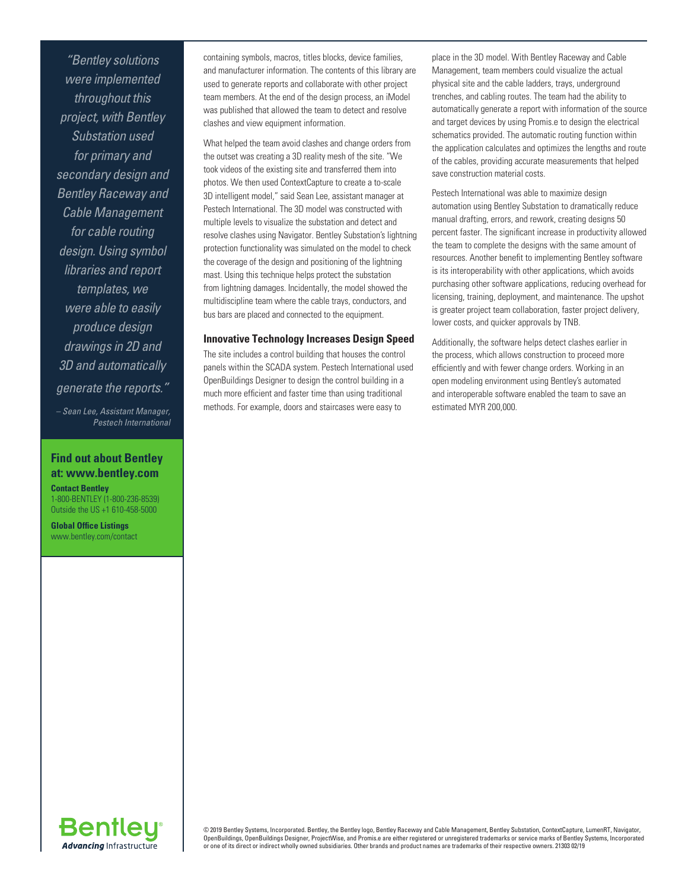*"Bentley solutions were implemented throughout this project, with Bentley Substation used for primary and secondary design and Bentley Raceway and Cable Management for cable routing design. Using symbol libraries and report templates, we were able to easily produce design drawings in 2D and 3D and automatically generate the reports."*

*– Sean Lee, Assistant Manager, Pestech International*

containing symbols, macros, titles blocks, device families, and manufacturer information. The contents of this library are used to generate reports and collaborate with other project team members. At the end of the design process, an iModel was published that allowed the team to detect and resolve clashes and view equipment information.

What helped the team avoid clashes and change orders from the outset was creating a 3D reality mesh of the site. "We took videos of the existing site and transferred them into photos. We then used ContextCapture to create a to-scale 3D intelligent model," said Sean Lee, assistant manager at Pestech International. The 3D model was constructed with multiple levels to visualize the substation and detect and resolve clashes using Navigator. Bentley Substation's lightning protection functionality was simulated on the model to check the coverage of the design and positioning of the lightning mast. Using this technique helps protect the substation from lightning damages. Incidentally, the model showed the multidiscipline team where the cable trays, conductors, and bus bars are placed and connected to the equipment.

### Innovative Technology Increases Design Speed

The site includes a control building that houses the control panels within the SCADA system. Pestech International used OpenBuildings Designer to design the control building in a much more efficient and faster time than using traditional methods. For example, doors and staircases were easy to place in the 3D model. With Bentley Raceway and Cable Management, team members could visualize the actual physical site and the cable ladders, trays, underground trenches, and cabling routes. The team had the ability to automatically generate a report with information of the source and target devices by using Promis.e to design the electrical schematics provided. The automatic routing function within the application calculates and optimizes the lengths and route of the cables, providing accurate measurements that helped save construction material costs.

Pestech International was able to maximize design automation using Bentley Substation to dramatically reduce manual drafting, errors, and rework, creating designs 50 percent faster. The significant increase in productivity allowed the team to complete the designs with the same amount of resources. Another benefit to implementing Bentley software is its interoperability with other applications, which avoids purchasing other software applications, reducing overhead for licensing, training, deployment, and maintenance. The upshot is greater project team collaboration, faster project delivery, lower costs, and quicker approvals by TNB.

Additionally, the software helps detect clashes earlier in the process, which allows construction to proceed more efficiently and with fewer change orders. Working in an open modeling environment using Bentley's automated and interoperable software enabled the team to save an estimated MYR 200,000.

**Find out about Bentley at: www.bentley.com**

**Contact Bentley**
1-800-BENTLEY (1-800-236-8539)
Outside the US +1 610-458-5000

**Global Office Listings**
www.bentley.com/contact

Bentley® *Advancing* Infrastructure

© 2019 Bentley Systems, Incorporated. Bentley, the Bentley logo, Bentley Raceway and Cable Management, Bentley Substation, ContextCapture, LumenRT, Navigator, OpenBuildings, OpenBuildings Designer, ProjectWise, and Promis.e are either registered or unregistered trademarks or service marks of Bentley Systems, Incorporated or one of its direct or indirect wholly owned subsidiaries. Other brands and product names are trademarks of their respective owners. 21303 02/19